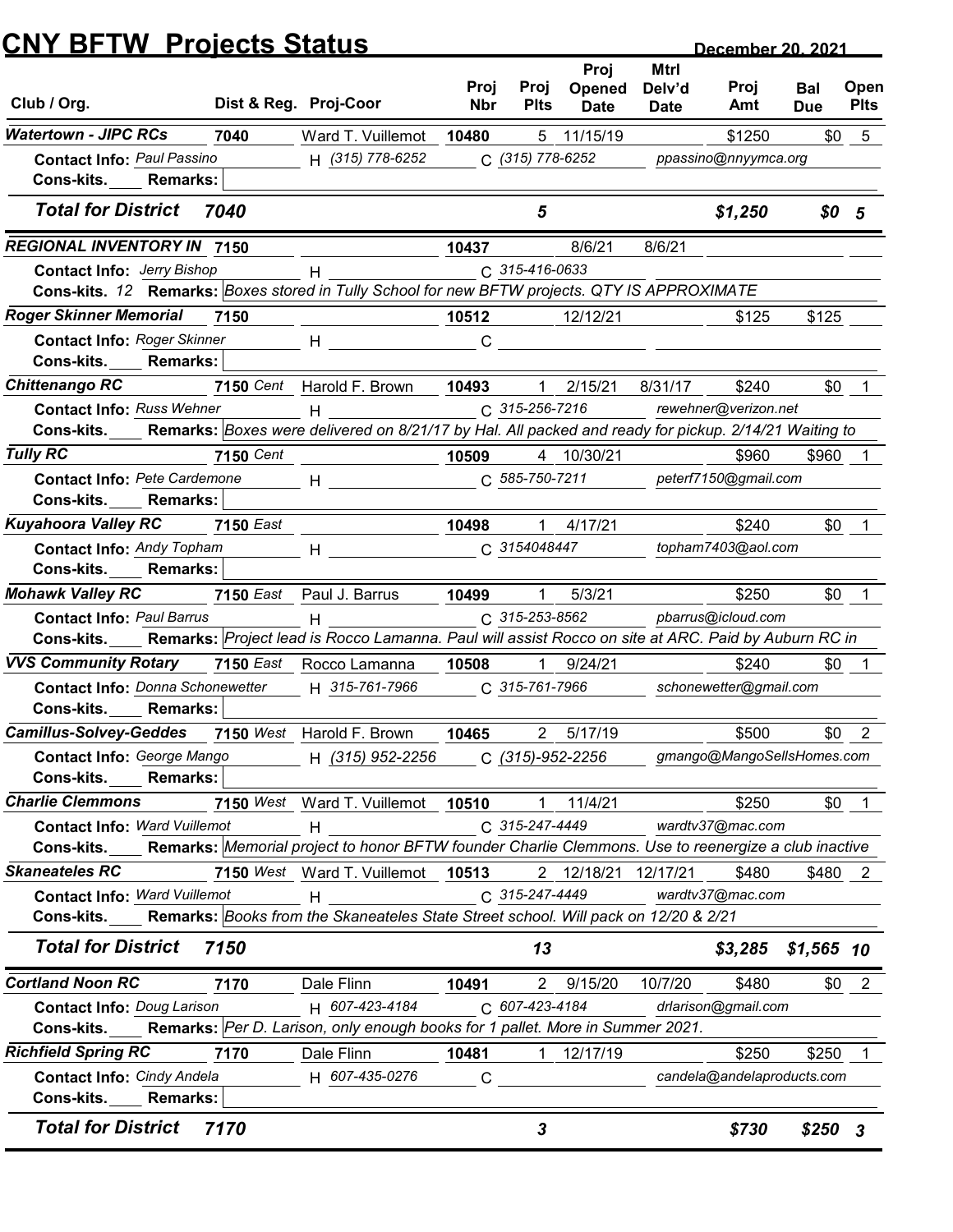# CNY BFTW Projects Status

**December 20, 2021**

| Club / Org. | Dist & Reg. | Proj-Coor | Proj Nbr | Proj Plts | Proj Opened Date | Mtrl Delv'd Date | Proj Amt | Bal Due | Open Plts |
|---|---|---|---|---|---|---|---|---|---|
| **Watertown - JIPC RCs** | 7040 | Ward T. Vuillemot | 10480 | 5 | 11/15/19 | | $1250 | $0 | 5 |
| Contact Info: Paul Passino | | H (315) 778-6252 | C (315) 778-6252 | | ppassino@nnyymca.org | | | | |
| Cons-kits. ___ Remarks: | | | | | | | | | |
| **Total for District 7040** | | | | **5** | | | **$1,250** | **$0** | **5** |
| **REGIONAL INVENTORY IN** | 7150 | | 10437 | | 8/6/21 | 8/6/21 | | | |
| Contact Info: Jerry Bishop | | H | C 315-416-0633 | | | | | | |
| Cons-kits. 12 Remarks: Boxes stored in Tully School for new BFTW projects. QTY IS APPROXIMATE | | | | | | | | | |
| **Roger Skinner Memorial** | 7150 | | 10512 | | 12/12/21 | | $125 | $125 | |
| Contact Info: Roger Skinner | | H | C | | | | | | |
| Cons-kits. ___ Remarks: | | | | | | | | | |
| **Chittenango RC** | 7150 Cent | Harold F. Brown | 10493 | 1 | 2/15/21 | 8/31/17 | $240 | $0 | 1 |
| Contact Info: Russ Wehner | | H | C 315-256-7216 | | rewehner@verizon.net | | | | |
| Cons-kits. ___ Remarks: Boxes were delivered on 8/21/17 by Hal. All packed and ready for pickup. 2/14/21 Waiting to | | | | | | | | | |
| **Tully RC** | 7150 Cent | | 10509 | 4 | 10/30/21 | | $960 | $960 | 1 |
| Contact Info: Pete Cardemone | | H | C 585-750-7211 | | peterf7150@gmail.com | | | | |
| Cons-kits. ___ Remarks: | | | | | | | | | |
| **Kuyahoora Valley RC** | 7150 East | | 10498 | 1 | 4/17/21 | | $240 | $0 | 1 |
| Contact Info: Andy Topham | | H | C 3154048447 | | topham7403@aol.com | | | | |
| Cons-kits. ___ Remarks: | | | | | | | | | |
| **Mohawk Valley RC** | 7150 East | Paul J. Barrus | 10499 | 1 | 5/3/21 | | $250 | $0 | 1 |
| Contact Info: Paul Barrus | | H | C 315-253-8562 | | pbarrus@icloud.com | | | | |
| Cons-kits. ___ Remarks: Project lead is Rocco Lamanna. Paul will assist Rocco on site at ARC. Paid by Auburn RC in | | | | | | | | | |
| **VVS Community Rotary** | 7150 East | Rocco Lamanna | 10508 | 1 | 9/24/21 | | $240 | $0 | 1 |
| Contact Info: Donna Schonewetter | | H 315-761-7966 | C 315-761-7966 | | schonewetter@gmail.com | | | | |
| Cons-kits. ___ Remarks: | | | | | | | | | |
| **Camillus-Solvey-Geddes** | 7150 West | Harold F. Brown | 10465 | 2 | 5/17/19 | | $500 | $0 | 2 |
| Contact Info: George Mango | | H (315) 952-2256 | C (315)-952-2256 | | gmango@MangoSellsHomes.com | | | | |
| Cons-kits. ___ Remarks: | | | | | | | | | |
| **Charlie Clemmons** | 7150 West | Ward T. Vuillemot | 10510 | 1 | 11/4/21 | | $250 | $0 | 1 |
| Contact Info: Ward Vuillemot | | H | C 315-247-4449 | | wardtv37@mac.com | | | | |
| Cons-kits. ___ Remarks: Memorial project to honor BFTW founder Charlie Clemmons. Use to reenergize a club inactive | | | | | | | | | |
| **Skaneateles RC** | 7150 West | Ward T. Vuillemot | 10513 | 2 | 12/18/21 | 12/17/21 | $480 | $480 | 2 |
| Contact Info: Ward Vuillemot | | H | C 315-247-4449 | | wardtv37@mac.com | | | | |
| Cons-kits. ___ Remarks: Books from the Skaneateles State Street school. Will pack on 12/20 & 2/21 | | | | | | | | | |
| **Total for District 7150** | | | | **13** | | | **$3,285** | **$1,565** | **10** |
| **Cortland Noon RC** | 7170 | Dale Flinn | 10491 | 2 | 9/15/20 | 10/7/20 | $480 | $0 | 2 |
| Contact Info: Doug Larison | | H 607-423-4184 | C 607-423-4184 | | drlarison@gmail.com | | | | |
| Cons-kits. ___ Remarks: Per D. Larison, only enough books for 1 pallet. More in Summer 2021. | | | | | | | | | |
| **Richfield Spring RC** | 7170 | Dale Flinn | 10481 | 1 | 12/17/19 | | $250 | $250 | 1 |
| Contact Info: Cindy Andela | | H 607-435-0276 | C | | candela@andelaproducts.com | | | | |
| Cons-kits. ___ Remarks: | | | | | | | | | |
| **Total for District 7170** | | | | **3** | | | **$730** | **$250** | **3** |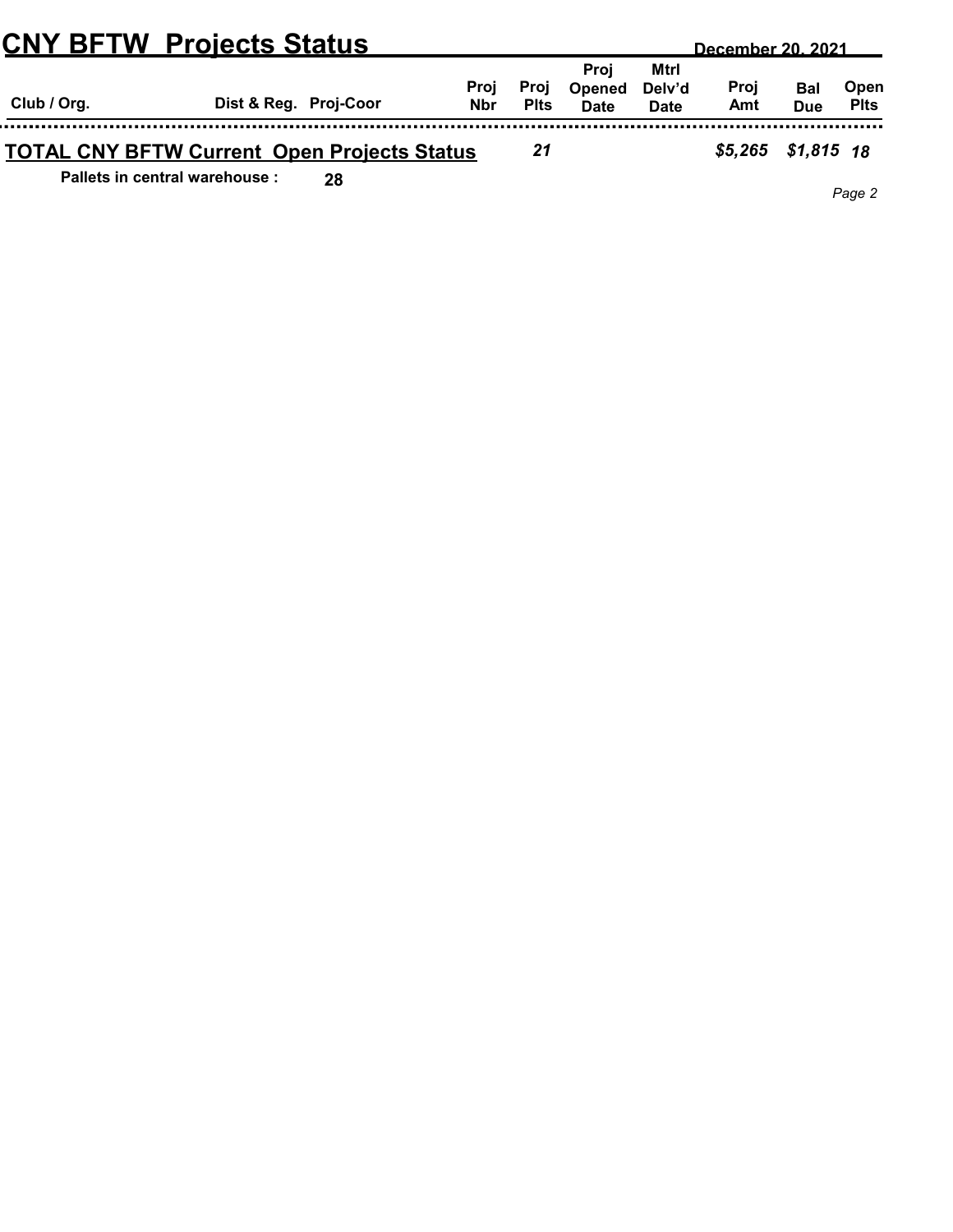# CNY BFTW Projects Status

**December 20, 2021**

| Club / Org. | Dist & Reg. | Proj-Coor | Proj Nbr | Proj Plts | Proj Opened Date | Mtrl Delv'd Date | Proj Amt | Bal Due | Open Plts |
|---|---|---|---|---|---|---|---|---|---|
| **TOTAL CNY BFTW Current Open Projects Status** | | | | *21* | | | *$5,265* | *$1,815* | *18* |

**Pallets in central warehouse :** **28**